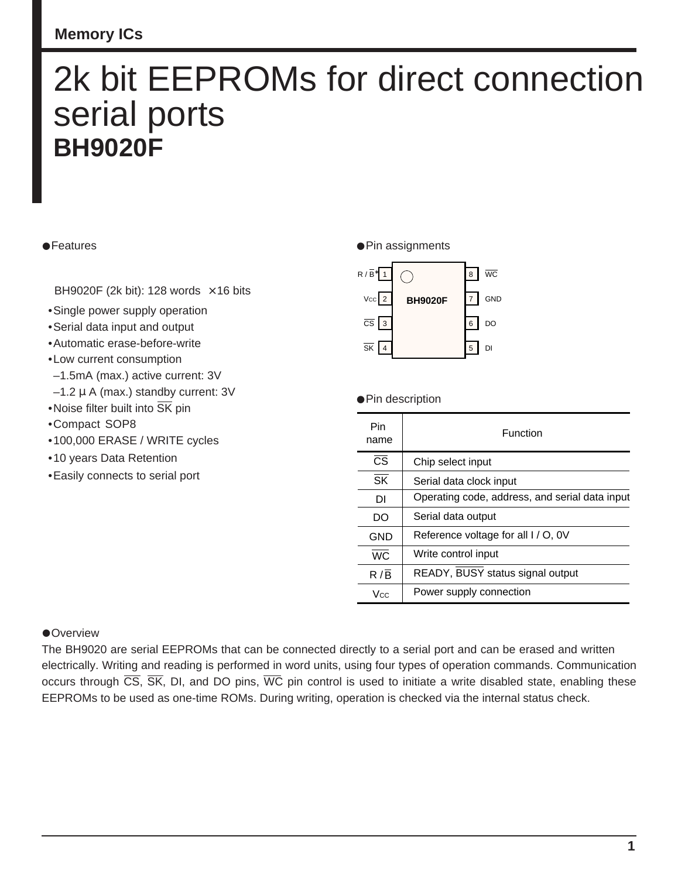Memory ICs

# 2k bit EEPROMs for direct connection serial ports

## BH9020F

### ●Features

BH9020F (2k bit): 128 words × 16 bits

- Single power supply operation
- Serial data input and output
- Automatic erase-before-write
- Low current consumption
  - –1.5mA (max.) active current: 3V
  - –1.2 μ A (max.) standby current: 3V
- Noise filter built into SK pin
- Compact SOP8
- 100,000 ERASE / WRITE cycles
- 10 years Data Retention
- Easily connects to serial port

### ●Pin assignments

| Pin | Name | | Pin | Name |
|---|---|---|---|---|
| 1 | R / B* | BH9020F | 8 | WC |
| 2 | VCC | | 7 | GND |
| 3 | CS | | 6 | DO |
| 4 | SK | | 5 | DI |

### ●Pin description

| Pin name | Function |
|---|---|
| CS | Chip select input |
| SK | Serial data clock input |
| DI | Operating code, address, and serial data input |
| DO | Serial data output |
| GND | Reference voltage for all I / O, 0V |
| WC | Write control input |
| R / B | READY, BUSY status signal output |
| VCC | Power supply connection |

### ●Overview

The BH9020 are serial EEPROMs that can be connected directly to a serial port and can be erased and written electrically. Writing and reading is performed in word units, using four types of operation commands. Communication occurs through CS, SK, DI, and DO pins, WC pin control is used to initiate a write disabled state, enabling these EEPROMs to be used as one-time ROMs. During writing, operation is checked via the internal status check.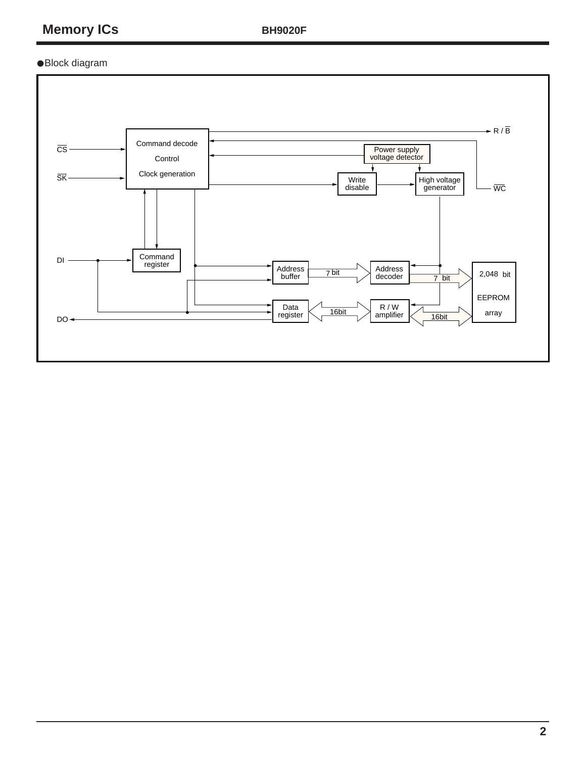●Block diagram

Command decode

Control

Clock generation

$\overline{CS}$

$\overline{SK}$

DI

DO

R / $\overline{B}$

$\overline{WC}$

Power supply voltage detector

Write disable

High voltage generator

Command register

Address buffer

7 bit

Address decoder

7 bit

2,048 bit

EEPROM

array

Data register

16bit

R / W amplifier

16bit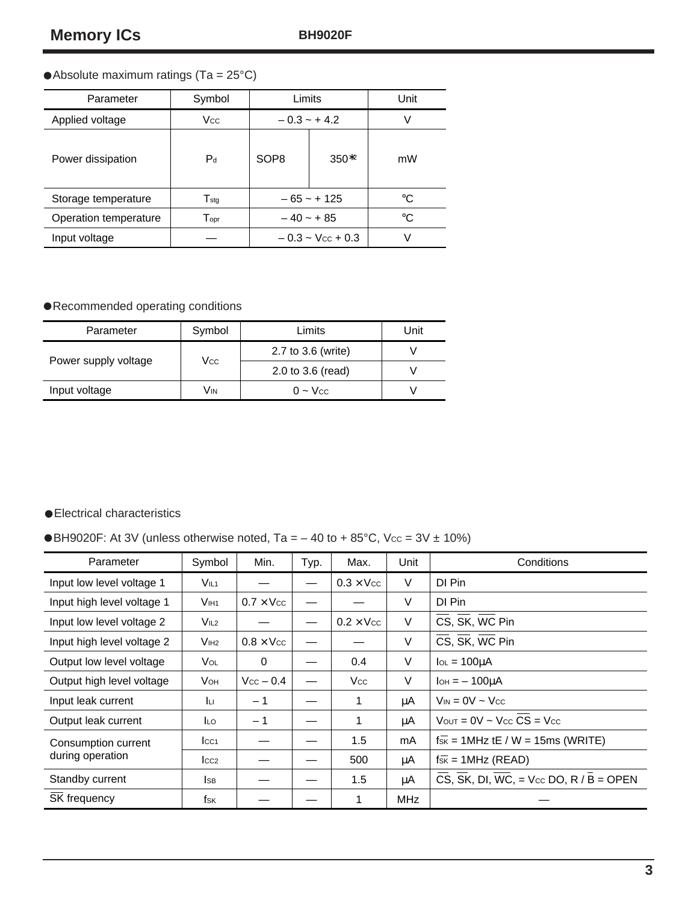● Absolute maximum ratings (Ta = 25°C)

| Parameter | Symbol | Limits | | Unit |
|---|---|---|---|---|
| Applied voltage | $V_{CC}$ | – 0.3 ~ + 4.2 | | V |
| Power dissipation | $P_d$ | SOP8 | 350*2 | mW |
| Storage temperature | $T_{stg}$ | – 65 ~ + 125 | | ℃ |
| Operation temperature | $T_{opr}$ | – 40 ~ + 85 | | ℃ |
| Input voltage | — | – 0.3 ~ $V_{CC}$ + 0.3 | | V |

● Recommended operating conditions

| Parameter | Symbol | Limits | Unit |
|---|---|---|---|
| Power supply voltage | $V_{CC}$ | 2.7 to 3.6 (write) | V |
| | | 2.0 to 3.6 (read) | V |
| Input voltage | $V_{IN}$ | 0 ~ $V_{CC}$ | V |

● Electrical characteristics

● BH9020F: At 3V (unless otherwise noted, Ta = – 40 to + 85°C, $V_{CC}$ = 3V ± 10%)

| Parameter | Symbol | Min. | Typ. | Max. | Unit | Conditions |
|---|---|---|---|---|---|---|
| Input low level voltage 1 | $V_{IL1}$ | — | — | 0.3 × $V_{CC}$ | V | DI Pin |
| Input high level voltage 1 | $V_{IH1}$ | 0.7 × $V_{CC}$ | — | — | V | DI Pin |
| Input low level voltage 2 | $V_{IL2}$ | — | — | 0.2 × $V_{CC}$ | V | $\overline{CS}$, $\overline{SK}$, $\overline{WC}$ Pin |
| Input high level voltage 2 | $V_{IH2}$ | 0.8 × $V_{CC}$ | — | — | V | $\overline{CS}$, $\overline{SK}$, $\overline{WC}$ Pin |
| Output low level voltage | $V_{OL}$ | 0 | — | 0.4 | V | $I_{OL}$ = 100µA |
| Output high level voltage | $V_{OH}$ | $V_{CC}$ – 0.4 | — | $V_{CC}$ | V | $I_{OH}$ = – 100µA |
| Input leak current | $I_{LI}$ | – 1 | — | 1 | µA | $V_{IN}$ = 0V ~ $V_{CC}$ |
| Output leak current | $I_{LO}$ | – 1 | — | 1 | µA | $V_{OUT}$ = 0V ~ $V_{CC}$ $\overline{CS}$ = $V_{CC}$ |
| Consumption current during operation | $I_{CC1}$ | — | — | 1.5 | mA | $f_{\overline{SK}}$ = 1MHz tE / W = 15ms (WRITE) |
| | $I_{CC2}$ | — | — | 500 | µA | $f_{\overline{SK}}$ = 1MHz (READ) |
| Standby current | $I_{SB}$ | — | — | 1.5 | µA | $\overline{CS}$, $\overline{SK}$, DI, $\overline{WC}$, = $V_{CC}$ DO, R / $\overline{B}$ = OPEN |
| $\overline{SK}$ frequency | $f_{SK}$ | — | — | 1 | MHz | — |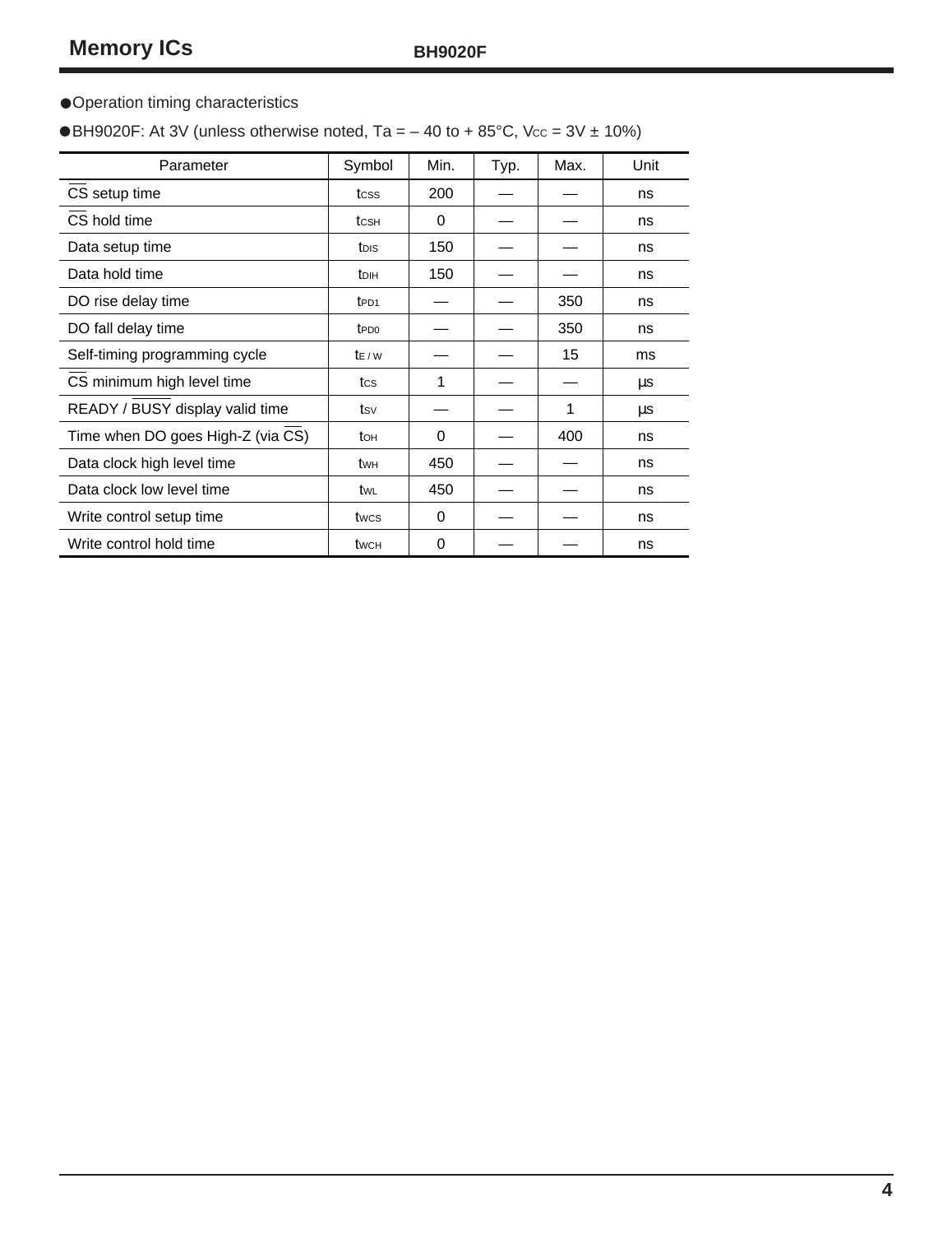●Operation timing characteristics

●BH9020F: At 3V (unless otherwise noted, Ta = – 40 to + 85°C, $V_{CC}$ = 3V ± 10%)

| Parameter | Symbol | Min. | Typ. | Max. | Unit |
|---|---|---|---|---|---|
| $\overline{CS}$ setup time | $t_{CSS}$ | 200 | — | — | ns |
| $\overline{CS}$ hold time | $t_{CSH}$ | 0 | — | — | ns |
| Data setup time | $t_{DIS}$ | 150 | — | — | ns |
| Data hold time | $t_{DIH}$ | 150 | — | — | ns |
| DO rise delay time | $t_{PD1}$ | — | — | 350 | ns |
| DO fall delay time | $t_{PD0}$ | — | — | 350 | ns |
| Self-timing programming cycle | $t_{E/W}$ | — | — | 15 | ms |
| $\overline{CS}$ minimum high level time | $t_{CS}$ | 1 | — | — | µs |
| READY / $\overline{BUSY}$ display valid time | $t_{SV}$ | — | — | 1 | µs |
| Time when DO goes High-Z (via $\overline{CS}$) | $t_{OH}$ | 0 | — | 400 | ns |
| Data clock high level time | $t_{WH}$ | 450 | — | — | ns |
| Data clock low level time | $t_{WL}$ | 450 | — | — | ns |
| Write control setup time | $t_{WCS}$ | 0 | — | — | ns |
| Write control hold time | $t_{WCH}$ | 0 | — | — | ns |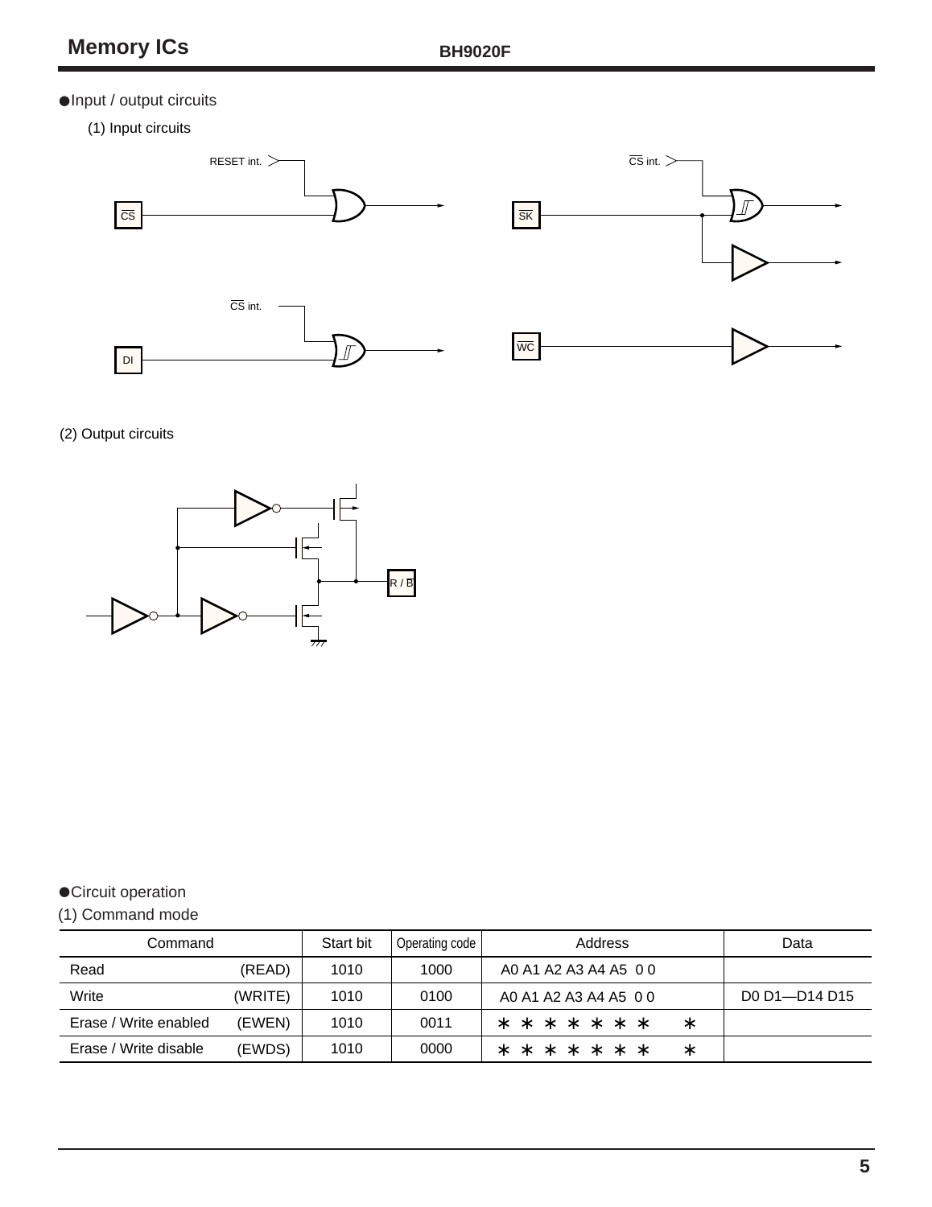## ●Input / output circuits

(1) Input circuits

(2) Output circuits

## ●Circuit operation

(1) Command mode

| Command | | Start bit | Operating code | Address | Data |
|---|---|---|---|---|---|
| Read | (READ) | 1010 | 1000 | A0 A1 A2 A3 A4 A5 0 0 | |
| Write | (WRITE) | 1010 | 0100 | A0 A1 A2 A3 A4 A5 0 0 | D0 D1—D14 D15 |
| Erase / Write enabled | (EWEN) | 1010 | 0011 | * * * * * * * * | |
| Erase / Write disable | (EWDS) | 1010 | 0000 | * * * * * * * * | |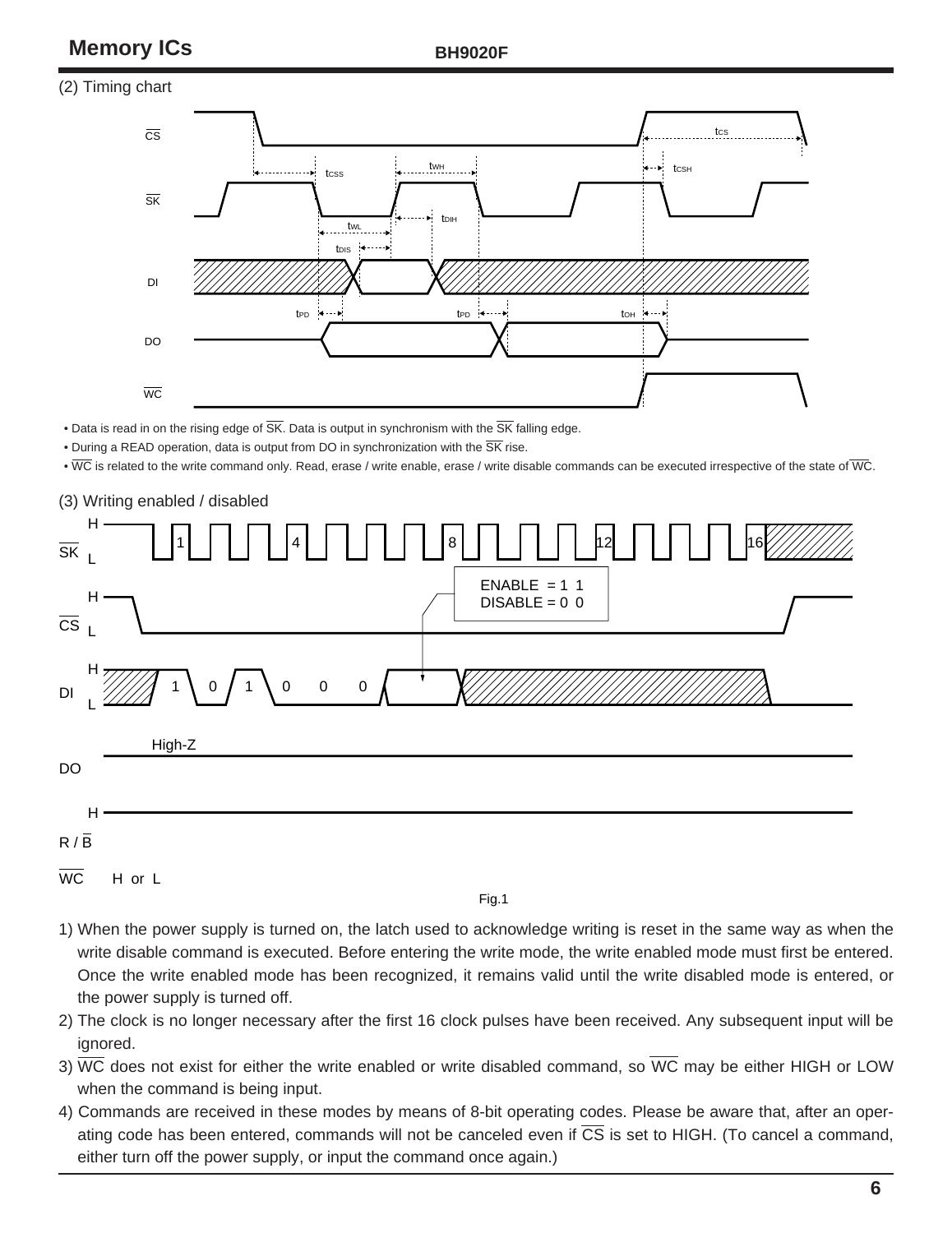(2) Timing chart

- Data is read in on the rising edge of $\overline{SK}$. Data is output in synchronism with the $\overline{SK}$ falling edge.
- During a READ operation, data is output from DO in synchronization with the $\overline{SK}$ rise.
- $\overline{WC}$ is related to the write command only. Read, erase / write enable, erase / write disable commands can be executed irrespective of the state of $\overline{WC}$.

(3) Writing enabled / disabled

Fig.1

1) When the power supply is turned on, the latch used to acknowledge writing is reset in the same way as when the write disable command is executed. Before entering the write mode, the write enabled mode must first be entered. Once the write enabled mode has been recognized, it remains valid until the write disabled mode is entered, or the power supply is turned off.
2) The clock is no longer necessary after the first 16 clock pulses have been received. Any subsequent input will be ignored.
3) $\overline{WC}$ does not exist for either the write enabled or write disabled command, so $\overline{WC}$ may be either HIGH or LOW when the command is being input.
4) Commands are received in these modes by means of 8-bit operating codes. Please be aware that, after an operating code has been entered, commands will not be canceled even if $\overline{CS}$ is set to HIGH. (To cancel a command, either turn off the power supply, or input the command once again.)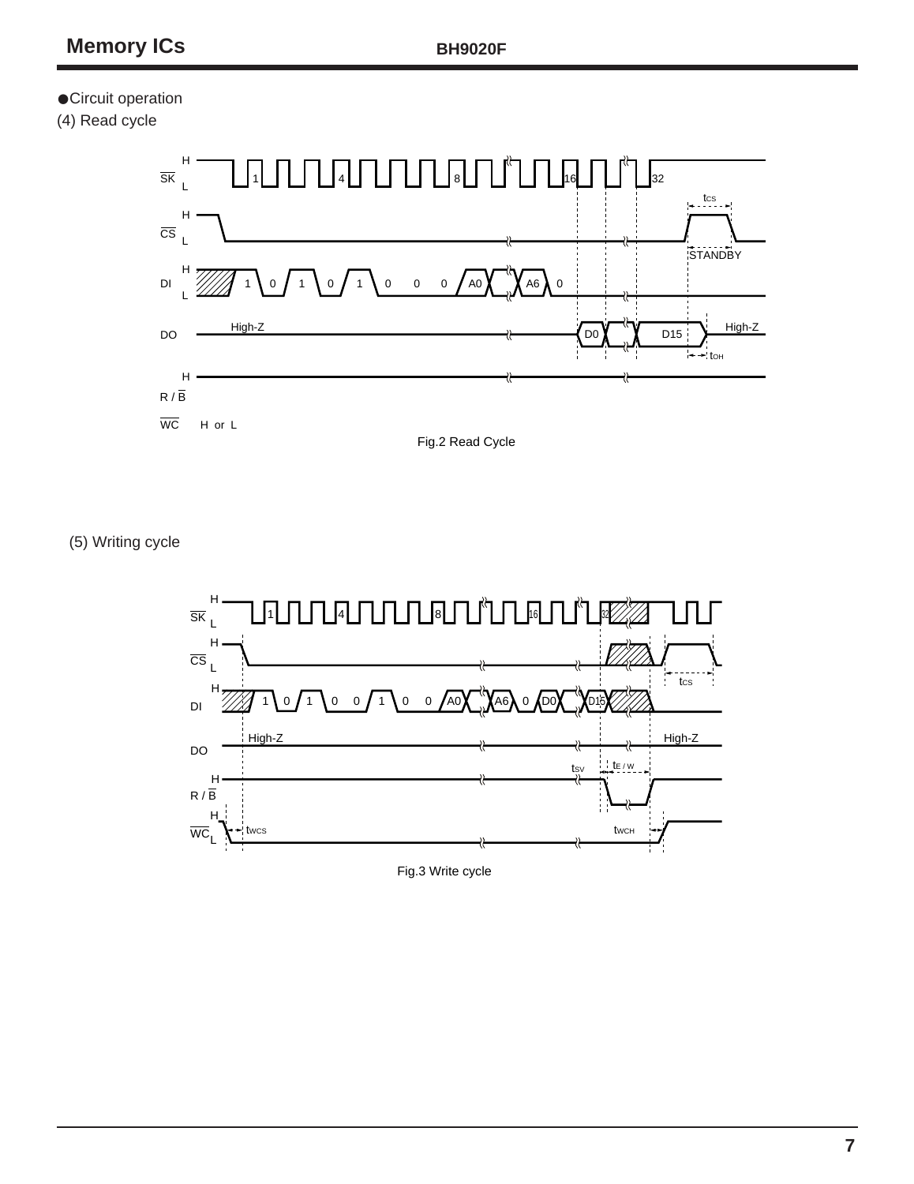●Circuit operation

(4) Read cycle

Fig.2 Read Cycle

(5) Writing cycle

Fig.3 Write cycle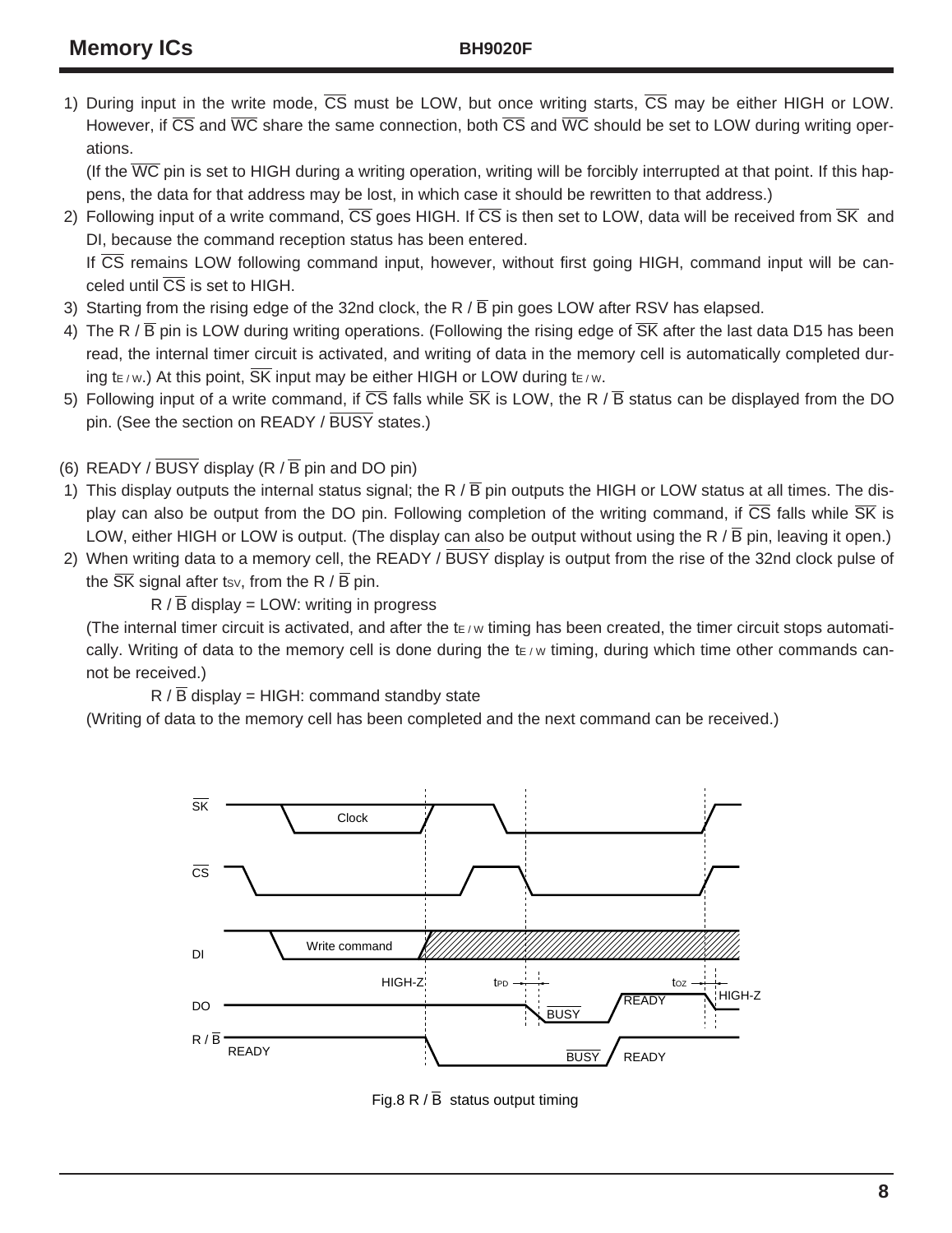1) During input in the write mode, $\overline{CS}$ must be LOW, but once writing starts, $\overline{CS}$ may be either HIGH or LOW. However, if $\overline{CS}$ and $\overline{WC}$ share the same connection, both $\overline{CS}$ and $\overline{WC}$ should be set to LOW during writing operations.

   (If the $\overline{WC}$ pin is set to HIGH during a writing operation, writing will be forcibly interrupted at that point. If this happens, the data for that address may be lost, in which case it should be rewritten to that address.)

2) Following input of a write command, $\overline{CS}$ goes HIGH. If $\overline{CS}$ is then set to LOW, data will be received from $\overline{SK}$ and DI, because the command reception status has been entered.

   If $\overline{CS}$ remains LOW following command input, however, without first going HIGH, command input will be canceled until $\overline{CS}$ is set to HIGH.

3) Starting from the rising edge of the 32nd clock, the R / $\overline{B}$ pin goes LOW after RSV has elapsed.

4) The R / $\overline{B}$ pin is LOW during writing operations. (Following the rising edge of $\overline{SK}$ after the last data D15 has been read, the internal timer circuit is activated, and writing of data in the memory cell is automatically completed during $t_{E/W}$.) At this point, $\overline{SK}$ input may be either HIGH or LOW during $t_{E/W}$.

5) Following input of a write command, if $\overline{CS}$ falls while $\overline{SK}$ is LOW, the R / $\overline{B}$ status can be displayed from the DO pin. (See the section on READY / $\overline{BUSY}$ states.)

(6) READY / $\overline{BUSY}$ display (R / $\overline{B}$ pin and DO pin)

1) This display outputs the internal status signal; the R / $\overline{B}$ pin outputs the HIGH or LOW status at all times. The display can also be output from the DO pin. Following completion of the writing command, if $\overline{CS}$ falls while $\overline{SK}$ is LOW, either HIGH or LOW is output. (The display can also be output without using the R / $\overline{B}$ pin, leaving it open.)

2) When writing data to a memory cell, the READY / $\overline{BUSY}$ display is output from the rise of the 32nd clock pulse of the $\overline{SK}$ signal after $t_{SV}$, from the R / $\overline{B}$ pin.

   R / $\overline{B}$ display = LOW: writing in progress

   (The internal timer circuit is activated, and after the $t_{E/W}$ timing has been created, the timer circuit stops automatically. Writing of data to the memory cell is done during the $t_{E/W}$ timing, during which time other commands cannot be received.)

   R / $\overline{B}$ display = HIGH: command standby state

   (Writing of data to the memory cell has been completed and the next command can be received.)

Fig.8 R / $\overline{B}$ status output timing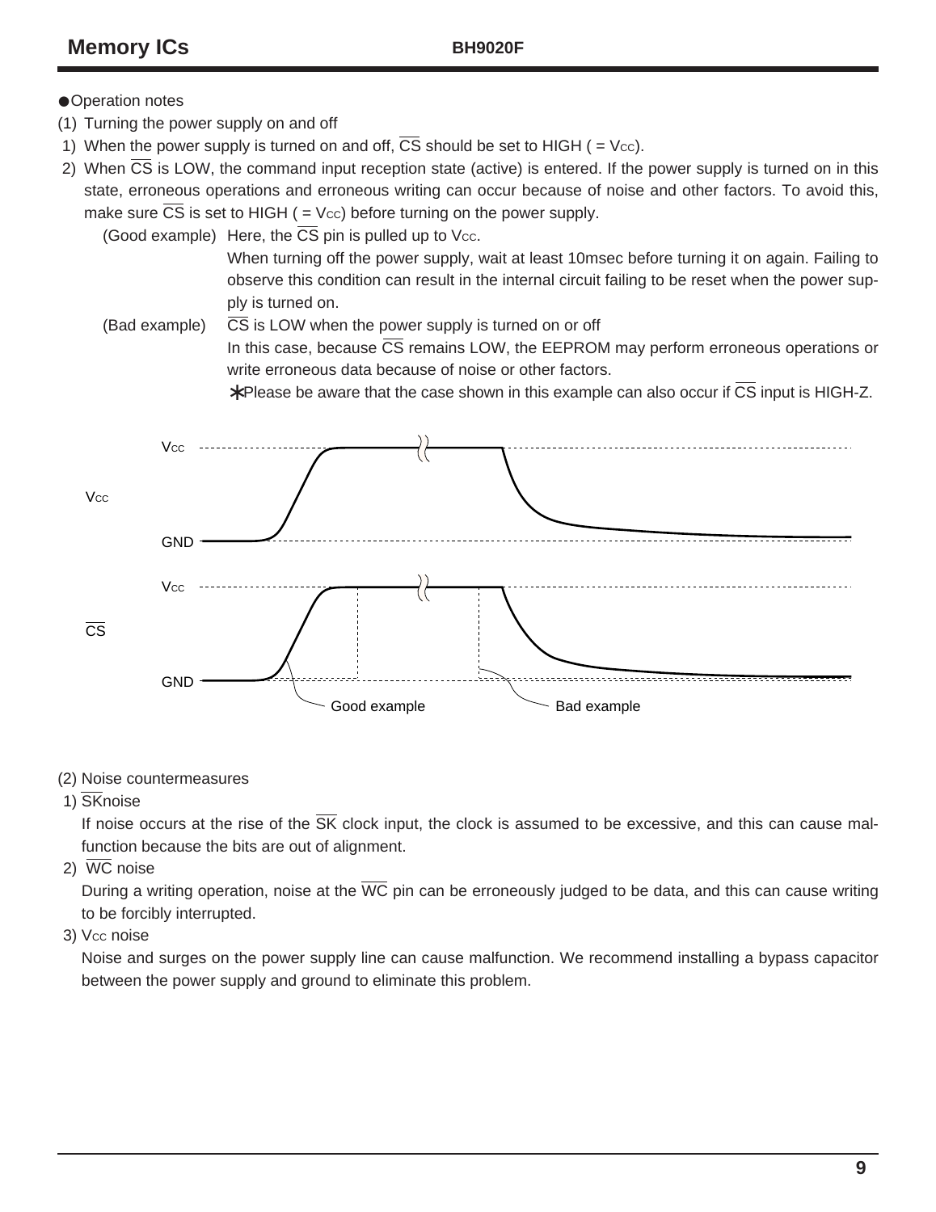● Operation notes

(1) Turning the power supply on and off

1) When the power supply is turned on and off, $\overline{CS}$ should be set to HIGH ( = $V_{CC}$).

2) When $\overline{CS}$ is LOW, the command input reception state (active) is entered. If the power supply is turned on in this state, erroneous operations and erroneous writing can occur because of noise and other factors. To avoid this, make sure $\overline{CS}$ is set to HIGH ( = $V_{CC}$) before turning on the power supply.

(Good example) Here, the $\overline{CS}$ pin is pulled up to $V_{CC}$.
When turning off the power supply, wait at least 10msec before turning it on again. Failing to observe this condition can result in the internal circuit failing to be reset when the power supply is turned on.

(Bad example) $\overline{CS}$ is LOW when the power supply is turned on or off
In this case, because $\overline{CS}$ remains LOW, the EEPROM may perform erroneous operations or write erroneous data because of noise or other factors.
∗Please be aware that the case shown in this example can also occur if $\overline{CS}$ input is HIGH-Z.

(2) Noise countermeasures

1) $\overline{SK}$noise

If noise occurs at the rise of the $\overline{SK}$ clock input, the clock is assumed to be excessive, and this can cause malfunction because the bits are out of alignment.

2) $\overline{WC}$ noise

During a writing operation, noise at the $\overline{WC}$ pin can be erroneously judged to be data, and this can cause writing to be forcibly interrupted.

3) $V_{CC}$ noise

Noise and surges on the power supply line can cause malfunction. We recommend installing a bypass capacitor between the power supply and ground to eliminate this problem.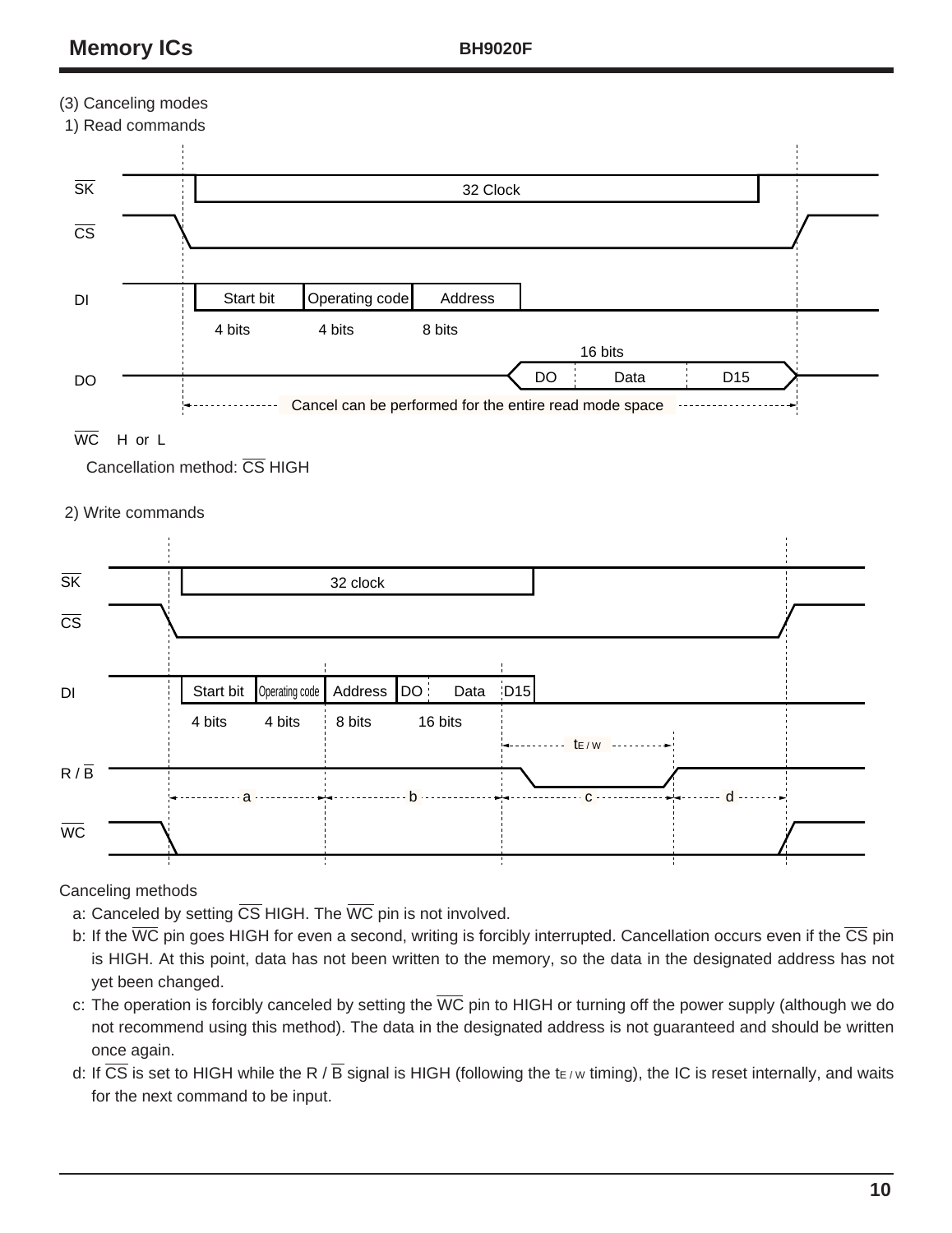(3) Canceling modes

1) Read commands

SK — 32 Clock

CS

DI — Start bit (4 bits) | Operating code (4 bits) | Address (8 bits)

DO — DO | Data | D15 (16 bits)

Cancel can be performed for the entire read mode space

WC  H or L

Cancellation method: $\overline{CS}$ HIGH

2) Write commands

SK — 32 clock

CS

DI — Start bit (4 bits) | Operating code (4 bits) | Address (8 bits) | DO | Data | D15 (16 bits)

$t_{E/W}$

R / B

a | b | c | d

WC

Canceling methods

a: Canceled by setting $\overline{CS}$ HIGH. The $\overline{WC}$ pin is not involved.

b: If the $\overline{WC}$ pin goes HIGH for even a second, writing is forcibly interrupted. Cancellation occurs even if the $\overline{CS}$ pin is HIGH. At this point, data has not been written to the memory, so the data in the designated address has not yet been changed.

c: The operation is forcibly canceled by setting the $\overline{WC}$ pin to HIGH or turning off the power supply (although we do not recommend using this method). The data in the designated address is not guaranteed and should be written once again.

d: If $\overline{CS}$ is set to HIGH while the R / $\overline{B}$ signal is HIGH (following the $t_{E/W}$ timing), the IC is reset internally, and waits for the next command to be input.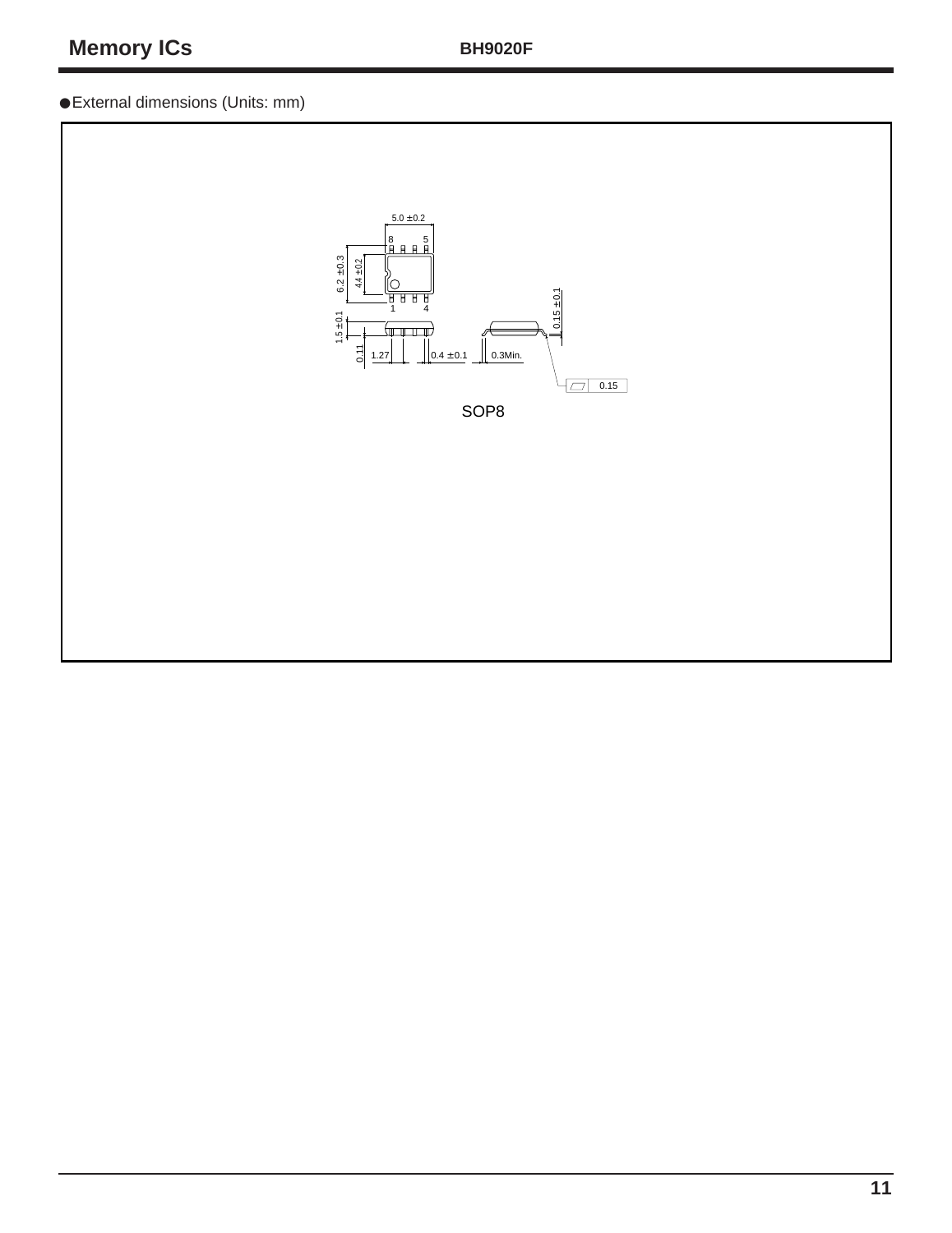● External dimensions (Units: mm)

5.0 ±0.2

8 5

6.2 ±0.3

4.4 ±0.2

1 4

1.5 ±0.1

0.11

1.27

0.4 ±0.1

0.3Min.

0.15 ±0.1

0.15

SOP8